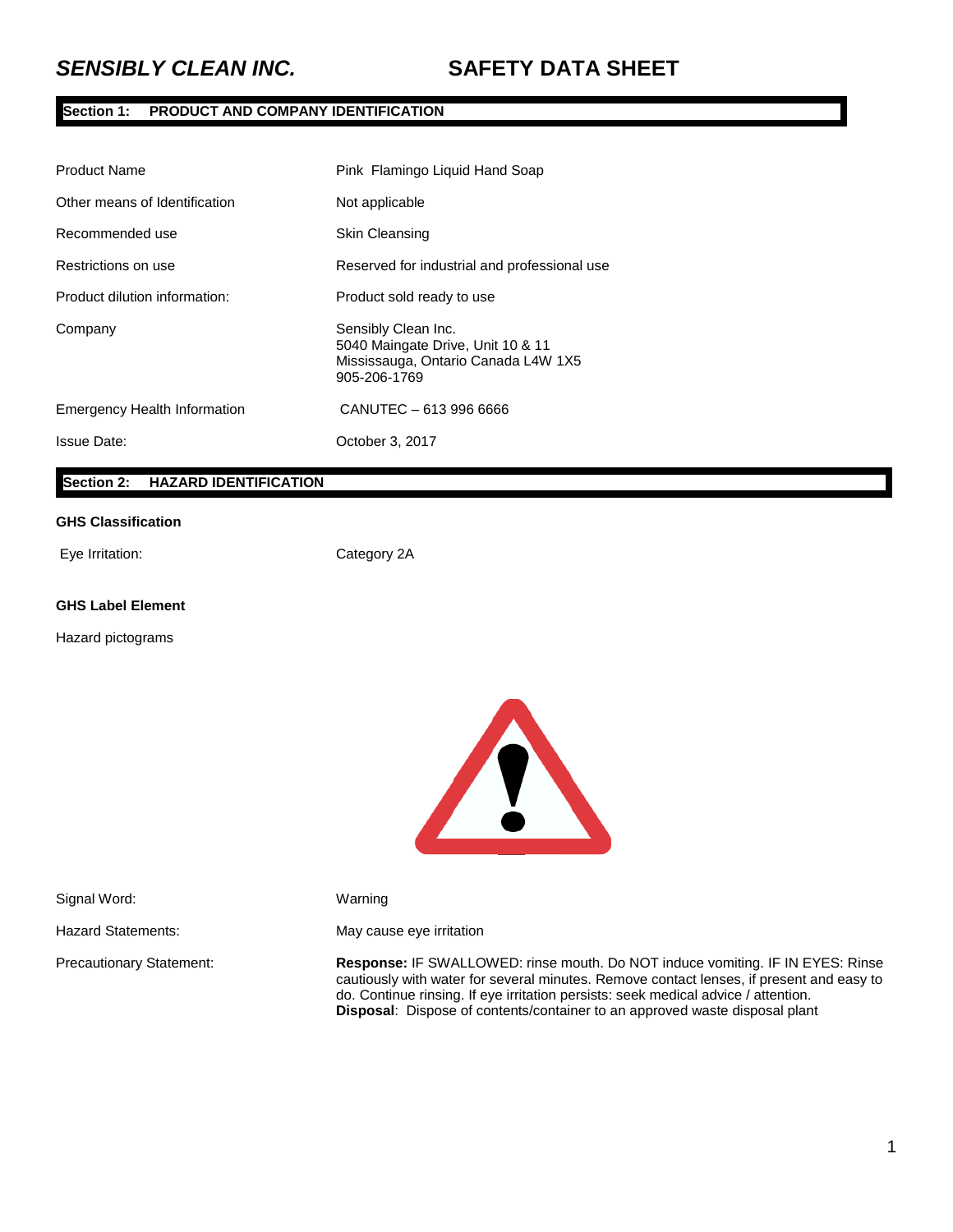# *SENSIBLY CLEAN INC.* SAFETY DATA SHEET

## Section 1: PRODUCT AND COMPANY IDENTIFICATION

| | |
|---|---|
| Product Name | Pink Flamingo Liquid Hand Soap |
| Other means of Identification | Not applicable |
| Recommended use | Skin Cleansing |
| Restrictions on use | Reserved for industrial and professional use |
| Product dilution information: | Product sold ready to use |
| Company | Sensibly Clean Inc.<br>5040 Maingate Drive, Unit 10 & 11<br>Mississauga, Ontario Canada L4W 1X5<br>905-206-1769 |
| Emergency Health Information | CANUTEC – 613 996 6666 |
| Issue Date: | October 3, 2017 |

## Section 2: HAZARD IDENTIFICATION

**GHS Classification**

| | |
|---|---|
| Eye Irritation: | Category 2A |

**GHS Label Element**

Hazard pictograms

| | |
|---|---|
| Signal Word: | Warning |
| Hazard Statements: | May cause eye irritation |
| Precautionary Statement: | **Response:** IF SWALLOWED: rinse mouth. Do NOT induce vomiting. IF IN EYES: Rinse cautiously with water for several minutes. Remove contact lenses, if present and easy to do. Continue rinsing. If eye irritation persists: seek medical advice / attention.<br>**Disposal**: Dispose of contents/container to an approved waste disposal plant |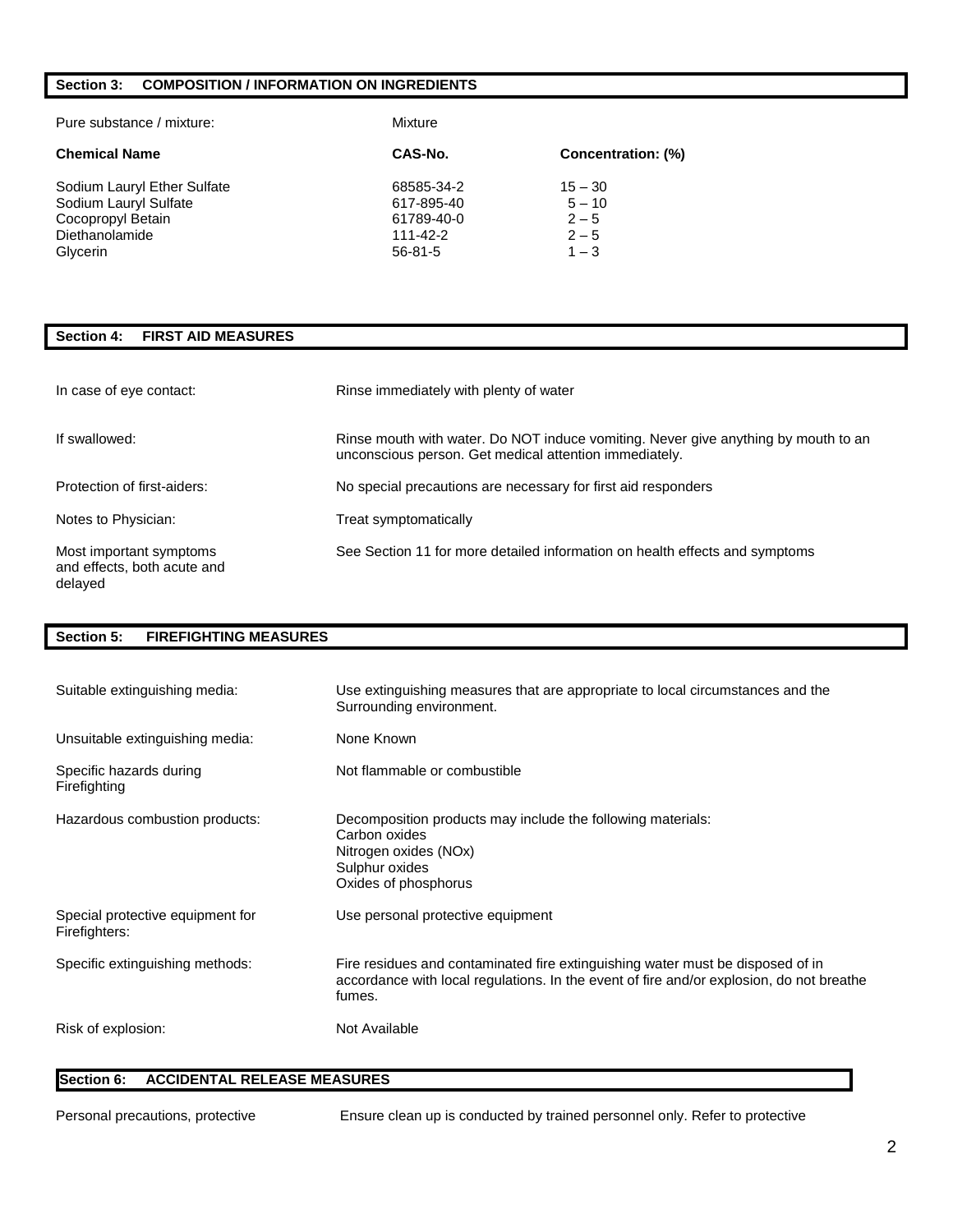## Section 3: COMPOSITION / INFORMATION ON INGREDIENTS

Pure substance / mixture: Mixture

| Chemical Name | CAS-No. | Concentration: (%) |
|---|---|---|
| Sodium Lauryl Ether Sulfate | 68585-34-2 | 15 – 30 |
| Sodium Lauryl Sulfate | 617-895-40 | 5 – 10 |
| Cocopropyl Betain | 61789-40-0 | 2 – 5 |
| Diethanolamide | 111-42-2 | 2 – 5 |
| Glycerin | 56-81-5 | 1 – 3 |

## Section 4: FIRST AID MEASURES

| | |
|---|---|
| In case of eye contact: | Rinse immediately with plenty of water |
| If swallowed: | Rinse mouth with water. Do NOT induce vomiting. Never give anything by mouth to an unconscious person. Get medical attention immediately. |
| Protection of first-aiders: | No special precautions are necessary for first aid responders |
| Notes to Physician: | Treat symptomatically |
| Most important symptoms and effects, both acute and delayed | See Section 11 for more detailed information on health effects and symptoms |

## Section 5: FIREFIGHTING MEASURES

| | |
|---|---|
| Suitable extinguishing media: | Use extinguishing measures that are appropriate to local circumstances and the Surrounding environment. |
| Unsuitable extinguishing media: | None Known |
| Specific hazards during Firefighting | Not flammable or combustible |
| Hazardous combustion products: | Decomposition products may include the following materials:<br>Carbon oxides<br>Nitrogen oxides (NOx)<br>Sulphur oxides<br>Oxides of phosphorus |
| Special protective equipment for Firefighters: | Use personal protective equipment |
| Specific extinguishing methods: | Fire residues and contaminated fire extinguishing water must be disposed of in accordance with local regulations. In the event of fire and/or explosion, do not breathe fumes. |
| Risk of explosion: | Not Available |

## Section 6: ACCIDENTAL RELEASE MEASURES

Personal precautions, protective    Ensure clean up is conducted by trained personnel only. Refer to protective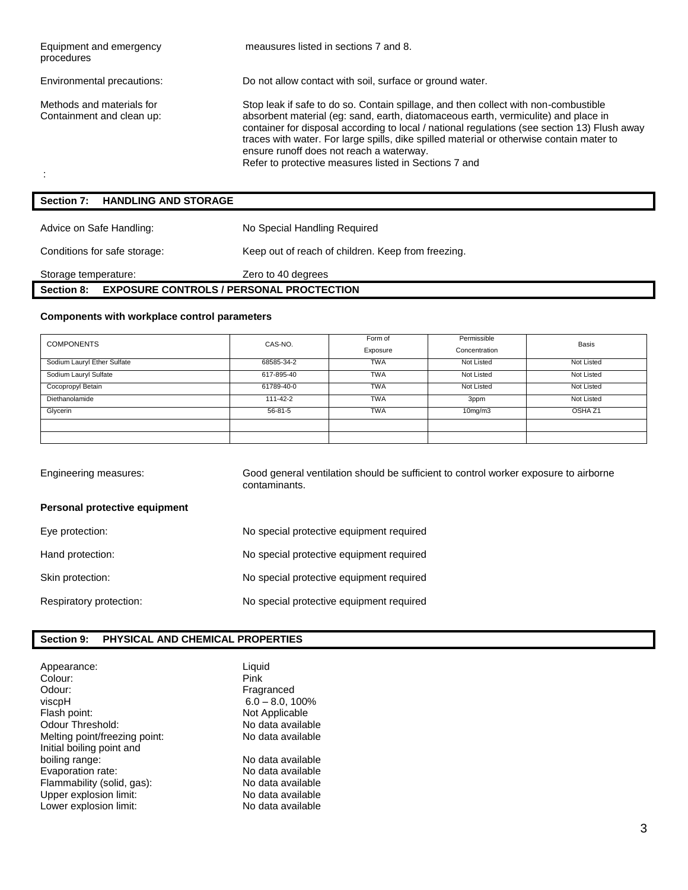| | |
|---|---|
| Equipment and emergency procedures | meausures listed in sections 7 and 8. |
| Environmental precautions: | Do not allow contact with soil, surface or ground water. |
| Methods and materials for Containment and clean up: | Stop leak if safe to do so. Contain spillage, and then collect with non-combustible absorbent material (eg: sand, earth, diatomaceous earth, vermiculite) and place in container for disposal according to local / national regulations (see section 13) Flush away traces with water. For large spills, dike spilled material or otherwise contain mater to ensure runoff does not reach a waterway. Refer to protective measures listed in Sections 7 and |

:

## Section 7: HANDLING AND STORAGE

| | |
|---|---|
| Advice on Safe Handling: | No Special Handling Required |
| Conditions for safe storage: | Keep out of reach of children. Keep from freezing. |
| Storage temperature: | Zero to 40 degrees |

## Section 8: EXPOSURE CONTROLS / PERSONAL PROCTECTION

**Components with workplace control parameters**

| COMPONENTS | CAS-NO. | Form of Exposure | Permissible Concentration | Basis |
|---|---|---|---|---|
| Sodium Lauryl Ether Sulfate | 68585-34-2 | TWA | Not Listed | Not Listed |
| Sodium Lauryl Sulfate | 617-895-40 | TWA | Not Listed | Not Listed |
| Cocopropyl Betain | 61789-40-0 | TWA | Not Listed | Not Listed |
| Diethanolamide | 111-42-2 | TWA | 3ppm | Not Listed |
| Glycerin | 56-81-5 | TWA | 10mg/m3 | OSHA Z1 |
| | | | | |
| | | | | |

| | |
|---|---|
| Engineering measures: | Good general ventilation should be sufficient to control worker exposure to airborne contaminants. |

**Personal protective equipment**

| | |
|---|---|
| Eye protection: | No special protective equipment required |
| Hand protection: | No special protective equipment required |
| Skin protection: | No special protective equipment required |
| Respiratory protection: | No special protective equipment required |

## Section 9: PHYSICAL AND CHEMICAL PROPERTIES

| | |
|---|---|
| Appearance: | Liquid |
| Colour: | Pink |
| Odour: | Fragranced |
| viscpH | 6.0 – 8.0, 100% |
| Flash point: | Not Applicable |
| Odour Threshold: | No data available |
| Melting point/freezing point: | No data available |
| Initial boiling point and boiling range: | No data available |
| Evaporation rate: | No data available |
| Flammability (solid, gas): | No data available |
| Upper explosion limit: | No data available |
| Lower explosion limit: | No data available |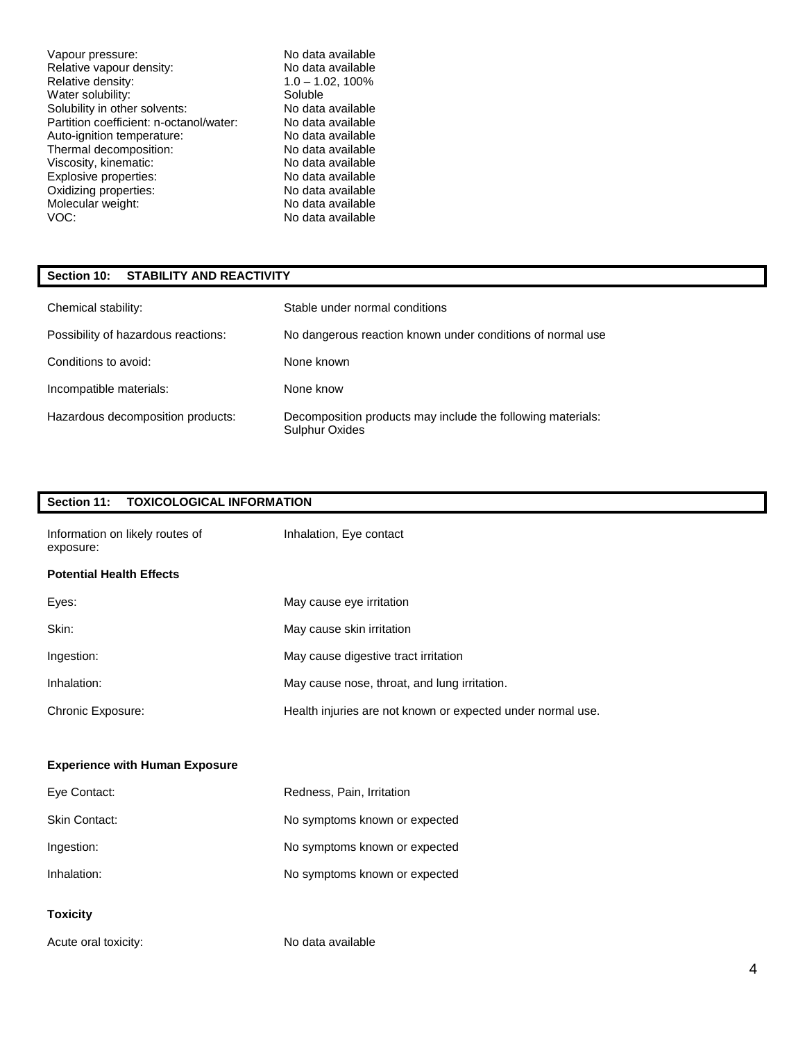| | |
|---|---|
| Vapour pressure: | No data available |
| Relative vapour density: | No data available |
| Relative density: | 1.0 – 1.02, 100% |
| Water solubility: | Soluble |
| Solubility in other solvents: | No data available |
| Partition coefficient: n-octanol/water: | No data available |
| Auto-ignition temperature: | No data available |
| Thermal decomposition: | No data available |
| Viscosity, kinematic: | No data available |
| Explosive properties: | No data available |
| Oxidizing properties: | No data available |
| Molecular weight: | No data available |
| VOC: | No data available |

## Section 10: STABILITY AND REACTIVITY

| | |
|---|---|
| Chemical stability: | Stable under normal conditions |
| Possibility of hazardous reactions: | No dangerous reaction known under conditions of normal use |
| Conditions to avoid: | None known |
| Incompatible materials: | None know |
| Hazardous decomposition products: | Decomposition products may include the following materials: Sulphur Oxides |

## Section 11: TOXICOLOGICAL INFORMATION

| | |
|---|---|
| Information on likely routes of exposure: | Inhalation, Eye contact |

**Potential Health Effects**

| | |
|---|---|
| Eyes: | May cause eye irritation |
| Skin: | May cause skin irritation |
| Ingestion: | May cause digestive tract irritation |
| Inhalation: | May cause nose, throat, and lung irritation. |
| Chronic Exposure: | Health injuries are not known or expected under normal use. |

**Experience with Human Exposure**

| | |
|---|---|
| Eye Contact: | Redness, Pain, Irritation |
| Skin Contact: | No symptoms known or expected |
| Ingestion: | No symptoms known or expected |
| Inhalation: | No symptoms known or expected |

**Toxicity**

| | |
|---|---|
| Acute oral toxicity: | No data available |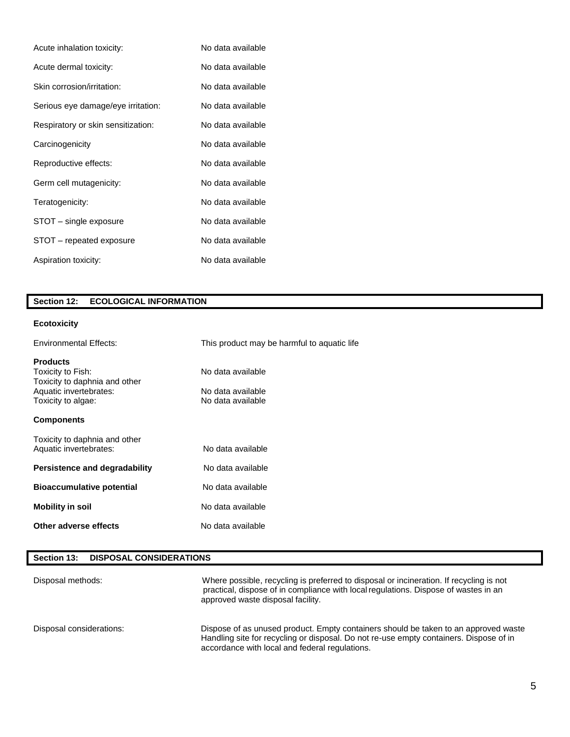| | |
|---|---|
| Acute inhalation toxicity: | No data available |
| Acute dermal toxicity: | No data available |
| Skin corrosion/irritation: | No data available |
| Serious eye damage/eye irritation: | No data available |
| Respiratory or skin sensitization: | No data available |
| Carcinogenicity | No data available |
| Reproductive effects: | No data available |
| Germ cell mutagenicity: | No data available |
| Teratogenicity: | No data available |
| STOT – single exposure | No data available |
| STOT – repeated exposure | No data available |
| Aspiration toxicity: | No data available |

## Section 12: ECOLOGICAL INFORMATION

**Ecotoxicity**

Environmental Effects: This product may be harmful to aquatic life

**Products**

| | |
|---|---|
| Toxicity to Fish: | No data available |
| Toxicity to daphnia and other Aquatic invertebrates: | No data available |
| Toxicity to algae: | No data available |

**Components**

| | |
|---|---|
| Toxicity to daphnia and other Aquatic invertebrates: | No data available |
| **Persistence and degradability** | No data available |
| **Bioaccumulative potential** | No data available |
| **Mobility in soil** | No data available |
| **Other adverse effects** | No data available |

## Section 13: DISPOSAL CONSIDERATIONS

| | |
|---|---|
| Disposal methods: | Where possible, recycling is preferred to disposal or incineration. If recycling is not practical, dispose of in compliance with local regulations. Dispose of wastes in an approved waste disposal facility. |
| Disposal considerations: | Dispose of as unused product. Empty containers should be taken to an approved waste Handling site for recycling or disposal. Do not re-use empty containers. Dispose of in accordance with local and federal regulations. |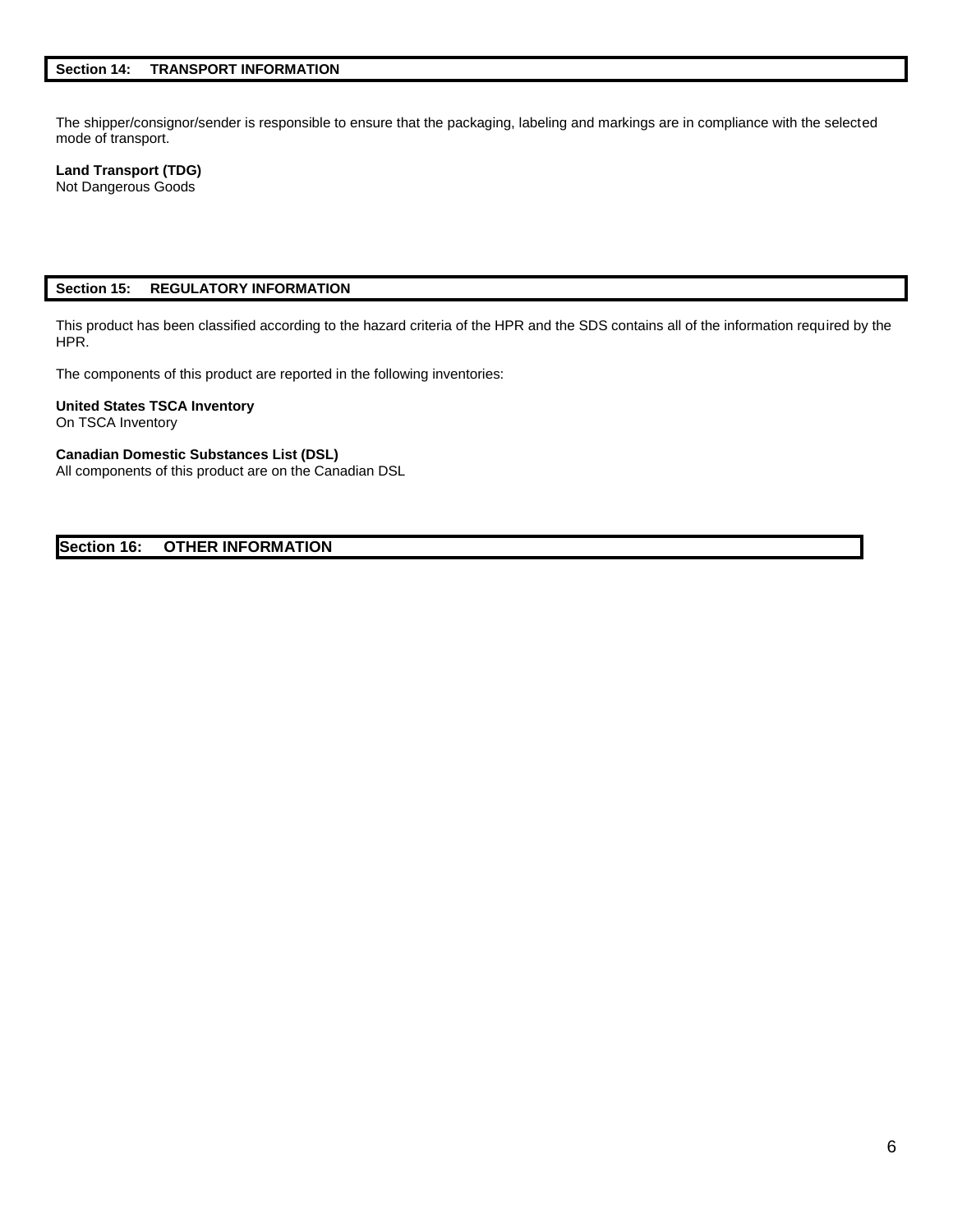## Section 14: TRANSPORT INFORMATION

The shipper/consignor/sender is responsible to ensure that the packaging, labeling and markings are in compliance with the selected mode of transport.

**Land Transport (TDG)**
Not Dangerous Goods

## Section 15: REGULATORY INFORMATION

This product has been classified according to the hazard criteria of the HPR and the SDS contains all of the information required by the HPR.

The components of this product are reported in the following inventories:

**United States TSCA Inventory**
On TSCA Inventory

**Canadian Domestic Substances List (DSL)**
All components of this product are on the Canadian DSL

## Section 16: OTHER INFORMATION